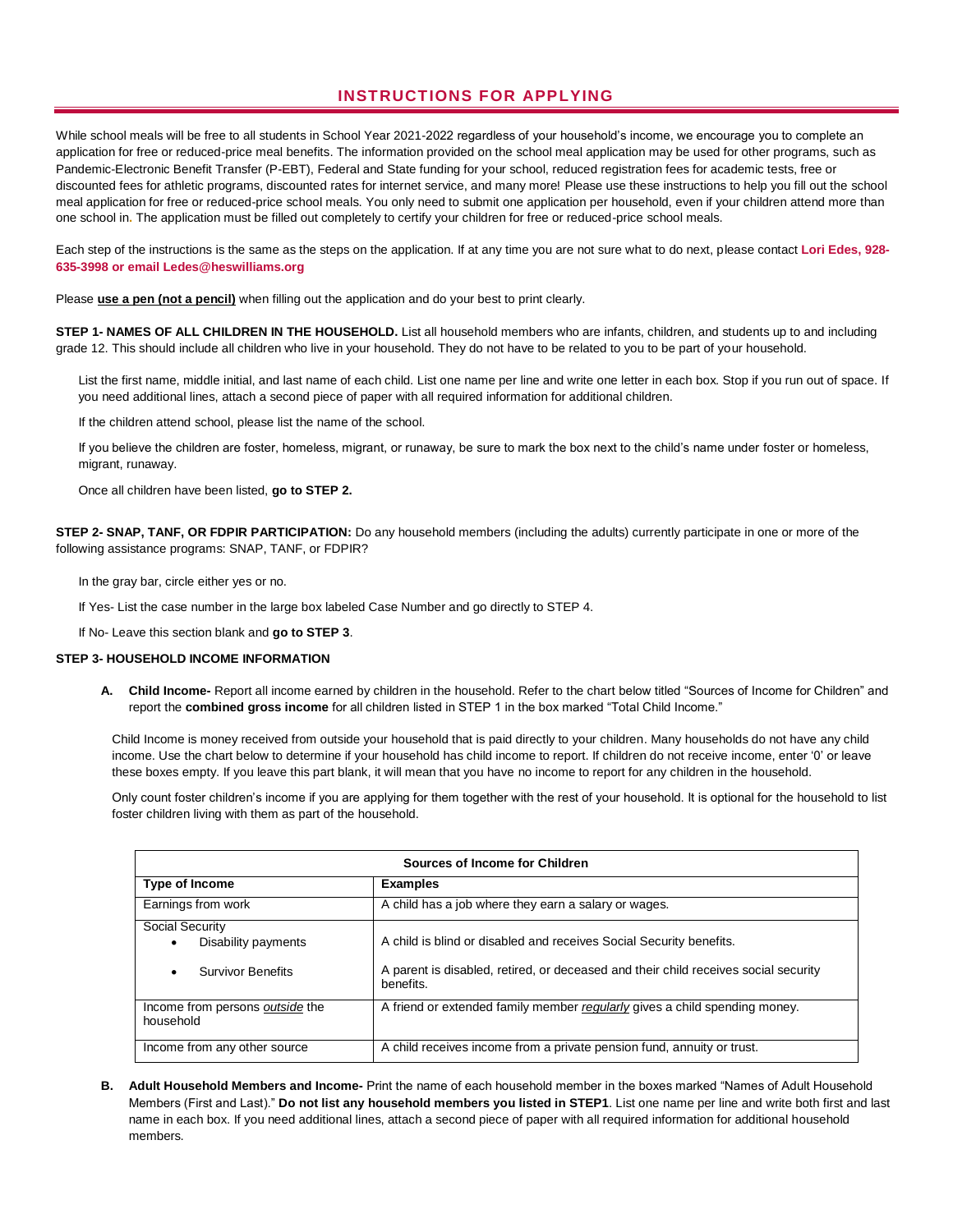# INSTRUCTIONS FOR APPLYING

While school meals will be free to all students in School Year 2021-2022 regardless of your household's income, we encourage you to complete an application for free or reduced-price meal benefits. The information provided on the school meal application may be used for other programs, such as Pandemic-Electronic Benefit Transfer (P-EBT), Federal and State funding for your school, reduced registration fees for academic tests, free or discounted fees for athletic programs, discounted rates for internet service, and many more! Please use these instructions to help you fill out the school meal application for free or reduced-price school meals. You only need to submit one application per household, even if your children attend more than one school in. The application must be filled out completely to certify your children for free or reduced-price school meals.

Each step of the instructions is the same as the steps on the application. If at any time you are not sure what to do next, please contact **Lori Edes, 928-635-3998 or email Ledes@heswilliams.org**

Please **use a pen (not a pencil)** when filling out the application and do your best to print clearly.

**STEP 1- NAMES OF ALL CHILDREN IN THE HOUSEHOLD.** List all household members who are infants, children, and students up to and including grade 12. This should include all children who live in your household. They do not have to be related to you to be part of your household.

List the first name, middle initial, and last name of each child. List one name per line and write one letter in each box. Stop if you run out of space. If you need additional lines, attach a second piece of paper with all required information for additional children.

If the children attend school, please list the name of the school.

If you believe the children are foster, homeless, migrant, or runaway, be sure to mark the box next to the child's name under foster or homeless, migrant, runaway.

Once all children have been listed, **go to STEP 2.**

**STEP 2- SNAP, TANF, OR FDPIR PARTICIPATION:** Do any household members (including the adults) currently participate in one or more of the following assistance programs: SNAP, TANF, or FDPIR?

In the gray bar, circle either yes or no.

If Yes- List the case number in the large box labeled Case Number and go directly to STEP 4.

If No- Leave this section blank and **go to STEP 3**.

**STEP 3- HOUSEHOLD INCOME INFORMATION**

**A. Child Income-** Report all income earned by children in the household. Refer to the chart below titled "Sources of Income for Children" and report the **combined gross income** for all children listed in STEP 1 in the box marked "Total Child Income."

Child Income is money received from outside your household that is paid directly to your children. Many households do not have any child income. Use the chart below to determine if your household has child income to report. If children do not receive income, enter '0' or leave these boxes empty. If you leave this part blank, it will mean that you have no income to report for any children in the household.

Only count foster children's income if you are applying for them together with the rest of your household. It is optional for the household to list foster children living with them as part of the household.

| Sources of Income for Children | |
|---|---|
| **Type of Income** | **Examples** |
| Earnings from work | A child has a job where they earn a salary or wages. |
| Social Security<br>• Disability payments<br>• Survivor Benefits | A child is blind or disabled and receives Social Security benefits.<br>A parent is disabled, retired, or deceased and their child receives social security benefits. |
| Income from persons *outside* the household | A friend or extended family member *regularly* gives a child spending money. |
| Income from any other source | A child receives income from a private pension fund, annuity or trust. |

**B. Adult Household Members and Income-** Print the name of each household member in the boxes marked "Names of Adult Household Members (First and Last)." **Do not list any household members you listed in STEP1**. List one name per line and write both first and last name in each box. If you need additional lines, attach a second piece of paper with all required information for additional household members.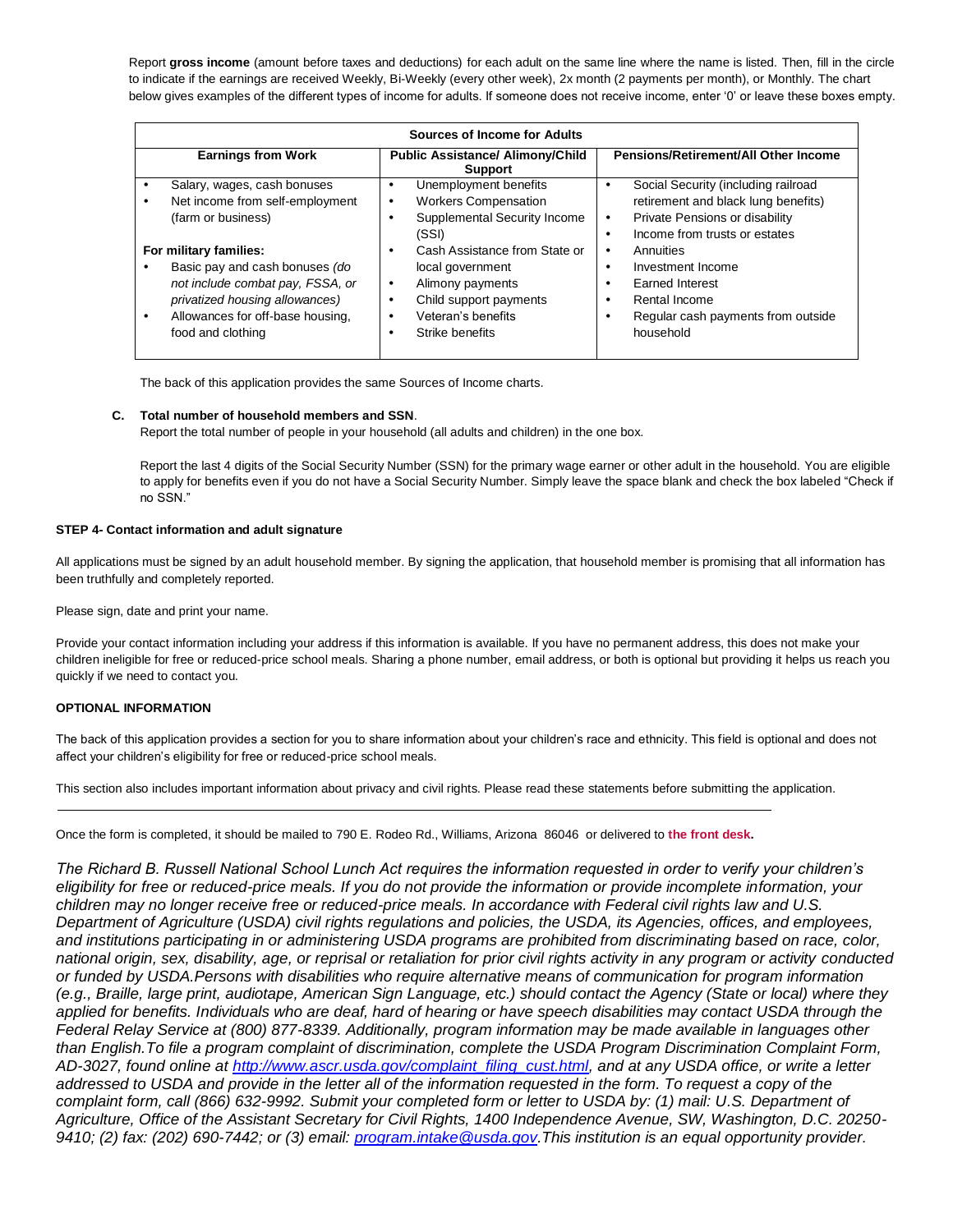Report **gross income** (amount before taxes and deductions) for each adult on the same line where the name is listed. Then, fill in the circle to indicate if the earnings are received Weekly, Bi-Weekly (every other week), 2x month (2 payments per month), or Monthly. The chart below gives examples of the different types of income for adults. If someone does not receive income, enter '0' or leave these boxes empty.

| Sources of Income for Adults | | |
|---|---|---|
| **Earnings from Work** | **Public Assistance/ Alimony/Child Support** | **Pensions/Retirement/All Other Income** |
| • Salary, wages, cash bonuses<br>• Net income from self-employment (farm or business)<br><br>**For military families:**<br>• Basic pay and cash bonuses *(do not include combat pay, FSSA, or privatized housing allowances)*<br>• Allowances for off-base housing, food and clothing | • Unemployment benefits<br>• Workers Compensation<br>• Supplemental Security Income (SSI)<br>• Cash Assistance from State or local government<br>• Alimony payments<br>• Child support payments<br>• Veteran's benefits<br>• Strike benefits | • Social Security (including railroad retirement and black lung benefits)<br>• Private Pensions or disability<br>• Income from trusts or estates<br>• Annuities<br>• Investment Income<br>• Earned Interest<br>• Rental Income<br>• Regular cash payments from outside household |

The back of this application provides the same Sources of Income charts.

**C. Total number of household members and SSN**.

Report the total number of people in your household (all adults and children) in the one box.

Report the last 4 digits of the Social Security Number (SSN) for the primary wage earner or other adult in the household. You are eligible to apply for benefits even if you do not have a Social Security Number. Simply leave the space blank and check the box labeled "Check if no SSN."

**STEP 4- Contact information and adult signature**

All applications must be signed by an adult household member. By signing the application, that household member is promising that all information has been truthfully and completely reported.

Please sign, date and print your name.

Provide your contact information including your address if this information is available. If you have no permanent address, this does not make your children ineligible for free or reduced-price school meals. Sharing a phone number, email address, or both is optional but providing it helps us reach you quickly if we need to contact you.

**OPTIONAL INFORMATION**

The back of this application provides a section for you to share information about your children's race and ethnicity. This field is optional and does not affect your children's eligibility for free or reduced-price school meals.

This section also includes important information about privacy and civil rights. Please read these statements before submitting the application.

---

Once the form is completed, it should be mailed to 790 E. Rodeo Rd., Williams, Arizona 86046 or delivered to **the front desk.**

*The Richard B. Russell National School Lunch Act requires the information requested in order to verify your children's eligibility for free or reduced-price meals. If you do not provide the information or provide incomplete information, your children may no longer receive free or reduced-price meals. In accordance with Federal civil rights law and U.S. Department of Agriculture (USDA) civil rights regulations and policies, the USDA, its Agencies, offices, and employees, and institutions participating in or administering USDA programs are prohibited from discriminating based on race, color, national origin, sex, disability, age, or reprisal or retaliation for prior civil rights activity in any program or activity conducted or funded by USDA.Persons with disabilities who require alternative means of communication for program information (e.g., Braille, large print, audiotape, American Sign Language, etc.) should contact the Agency (State or local) where they applied for benefits. Individuals who are deaf, hard of hearing or have speech disabilities may contact USDA through the Federal Relay Service at (800) 877-8339. Additionally, program information may be made available in languages other than English.To file a program complaint of discrimination, complete the USDA Program Discrimination Complaint Form, AD-3027, found online at [http://www.ascr.usda.gov/complaint_filing_cust.html](http://www.ascr.usda.gov/complaint_filing_cust.html), and at any USDA office, or write a letter addressed to USDA and provide in the letter all of the information requested in the form. To request a copy of the complaint form, call (866) 632-9992. Submit your completed form or letter to USDA by: (1) mail: U.S. Department of Agriculture, Office of the Assistant Secretary for Civil Rights, 1400 Independence Avenue, SW, Washington, D.C. 20250-9410; (2) fax: (202) 690-7442; or (3) email: [program.intake@usda.gov](mailto:program.intake@usda.gov).This institution is an equal opportunity provider.*